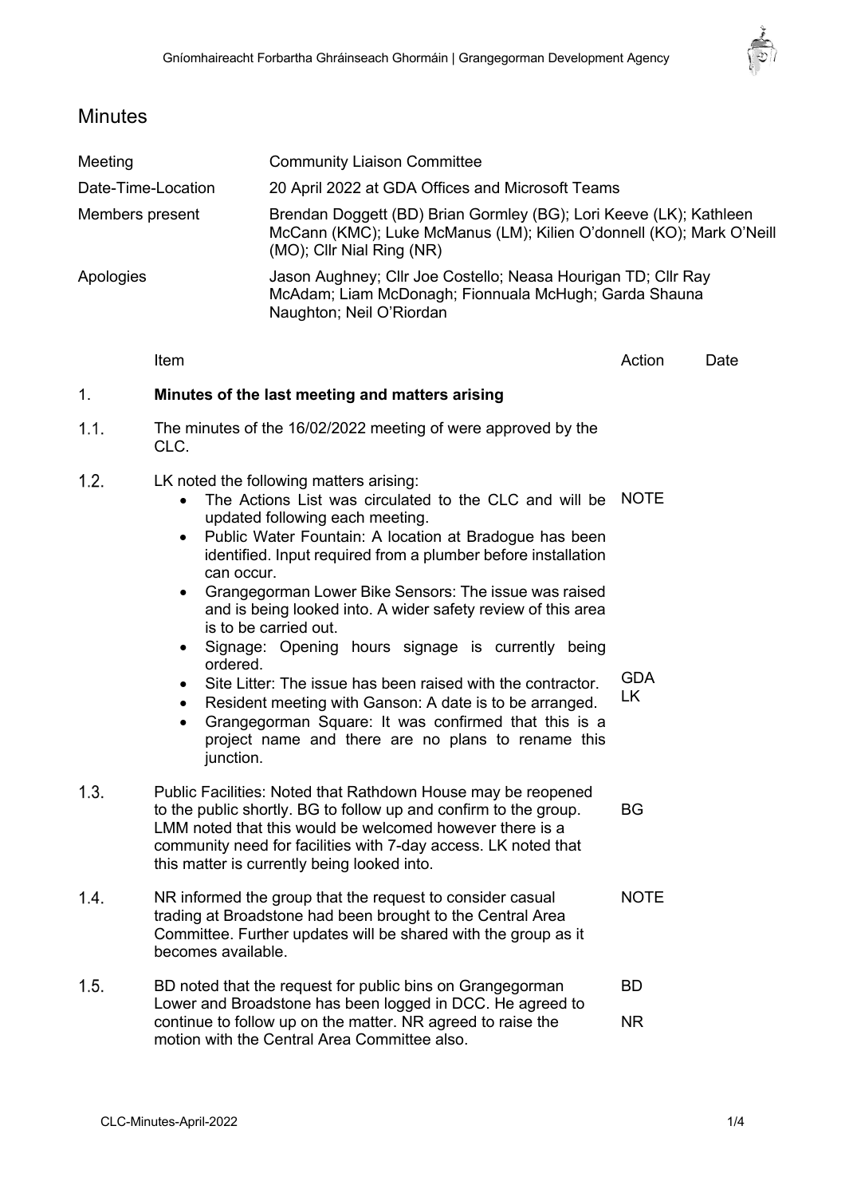# Minutes

| | |
|---|---|
| Meeting | Community Liaison Committee |
| Date-Time-Location | 20 April 2022 at GDA Offices and Microsoft Teams |
| Members present | Brendan Doggett (BD) Brian Gormley (BG); Lori Keeve (LK); Kathleen McCann (KMC); Luke McManus (LM); Kilien O'donnell (KO); Mark O'Neill (MO); Cllr Nial Ring (NR) |
| Apologies | Jason Aughney; Cllr Joe Costello; Neasa Hourigan TD; Cllr Ray McAdam; Liam McDonagh; Fionnuala McHugh; Garda Shauna Naughton; Neil O'Riordan |

| | Item | Action | Date |
|---|---|---|---|
| 1. | **Minutes of the last meeting and matters arising** | | |
| 1.1. | The minutes of the 16/02/2022 meeting of were approved by the CLC. | | |
| 1.2. | LK noted the following matters arising:<br>• The Actions List was circulated to the CLC and will be updated following each meeting.<br>• Public Water Fountain: A location at Bradogue has been identified. Input required from a plumber before installation can occur.<br>• Grangegorman Lower Bike Sensors: The issue was raised and is being looked into. A wider safety review of this area is to be carried out.<br>• Signage: Opening hours signage is currently being ordered.<br>• Site Litter: The issue has been raised with the contractor.<br>• Resident meeting with Ganson: A date is to be arranged.<br>• Grangegorman Square: It was confirmed that this is a project name and there are no plans to rename this junction. | NOTE<br><br>GDA<br>LK | |
| 1.3. | Public Facilities: Noted that Rathdown House may be reopened to the public shortly. BG to follow up and confirm to the group. LMM noted that this would be welcomed however there is a community need for facilities with 7-day access. LK noted that this matter is currently being looked into. | BG | |
| 1.4. | NR informed the group that the request to consider casual trading at Broadstone had been brought to the Central Area Committee. Further updates will be shared with the group as it becomes available. | NOTE | |
| 1.5. | BD noted that the request for public bins on Grangegorman Lower and Broadstone has been logged in DCC. He agreed to continue to follow up on the matter. NR agreed to raise the motion with the Central Area Committee also. | BD<br><br>NR | |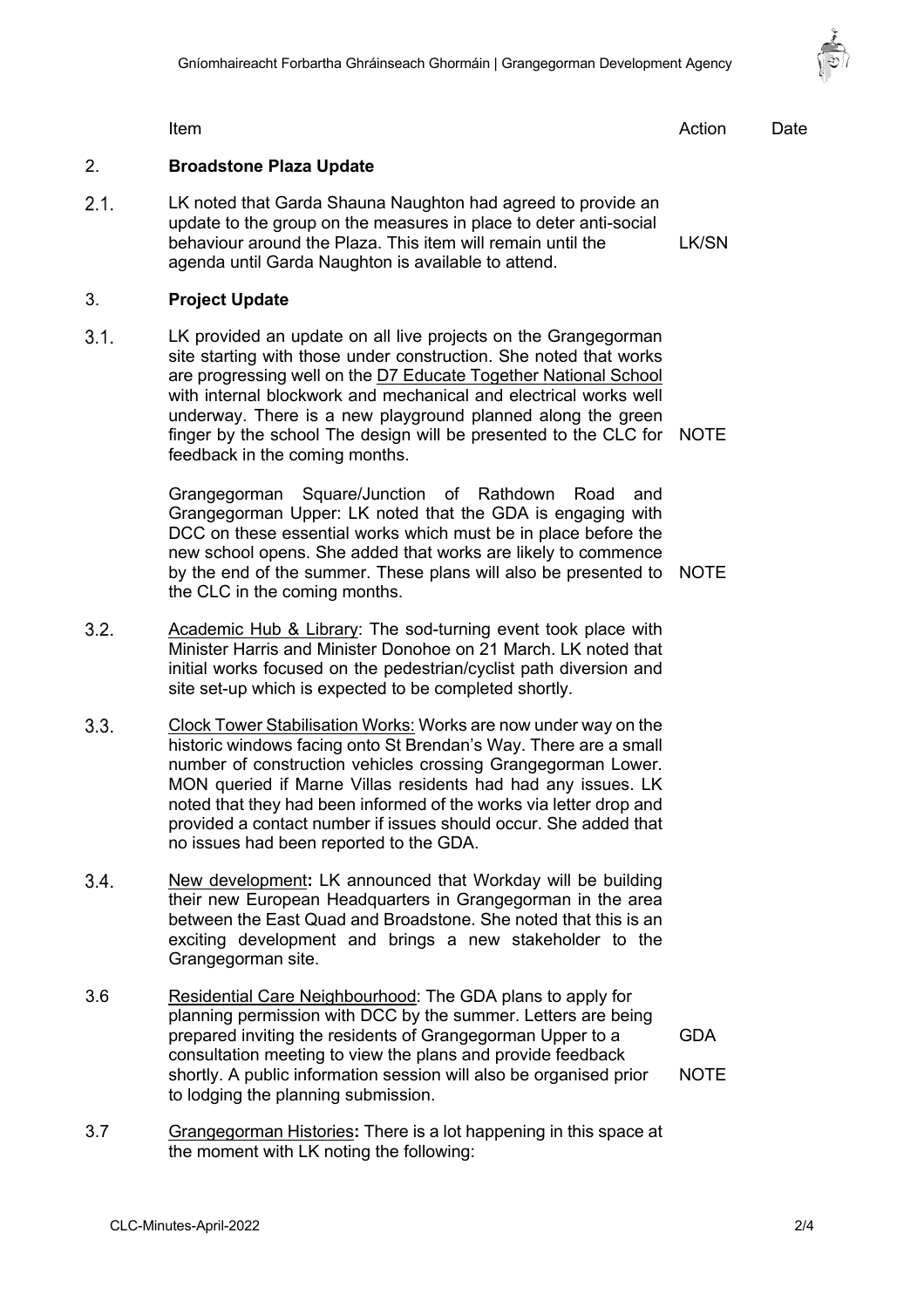| | Item | Action | Date |
|---|---|---|---|
| **2.** | **Broadstone Plaza Update** | | |
| 2.1. | LK noted that Garda Shauna Naughton had agreed to provide an update to the group on the measures in place to deter anti-social behaviour around the Plaza. This item will remain until the agenda until Garda Naughton is available to attend. | LK/SN | |
| **3.** | **Project Update** | | |
| 3.1. | LK provided an update on all live projects on the Grangegorman site starting with those under construction. She noted that works are progressing well on the D7 Educate Together National School with internal blockwork and mechanical and electrical works well underway. There is a new playground planned along the green finger by the school The design will be presented to the CLC for feedback in the coming months. | NOTE | |
| | Grangegorman Square/Junction of Rathdown Road and Grangegorman Upper: LK noted that the GDA is engaging with DCC on these essential works which must be in place before the new school opens. She added that works are likely to commence by the end of the summer. These plans will also be presented to the CLC in the coming months. | NOTE | |
| 3.2. | Academic Hub & Library: The sod-turning event took place with Minister Harris and Minister Donohoe on 21 March. LK noted that initial works focused on the pedestrian/cyclist path diversion and site set-up which is expected to be completed shortly. | | |
| 3.3. | Clock Tower Stabilisation Works: Works are now under way on the historic windows facing onto St Brendan's Way. There are a small number of construction vehicles crossing Grangegorman Lower. MON queried if Marne Villas residents had had any issues. LK noted that they had been informed of the works via letter drop and provided a contact number if issues should occur. She added that no issues had been reported to the GDA. | | |
| 3.4. | New development**:** LK announced that Workday will be building their new European Headquarters in Grangegorman in the area between the East Quad and Broadstone. She noted that this is an exciting development and brings a new stakeholder to the Grangegorman site. | | |
| 3.6 | Residential Care Neighbourhood: The GDA plans to apply for planning permission with DCC by the summer. Letters are being prepared inviting the residents of Grangegorman Upper to a consultation meeting to view the plans and provide feedback shortly. A public information session will also be organised prior to lodging the planning submission. | GDA<br>NOTE | |
| 3.7 | Grangegorman Histories**:** There is a lot happening in this space at the moment with LK noting the following: | | |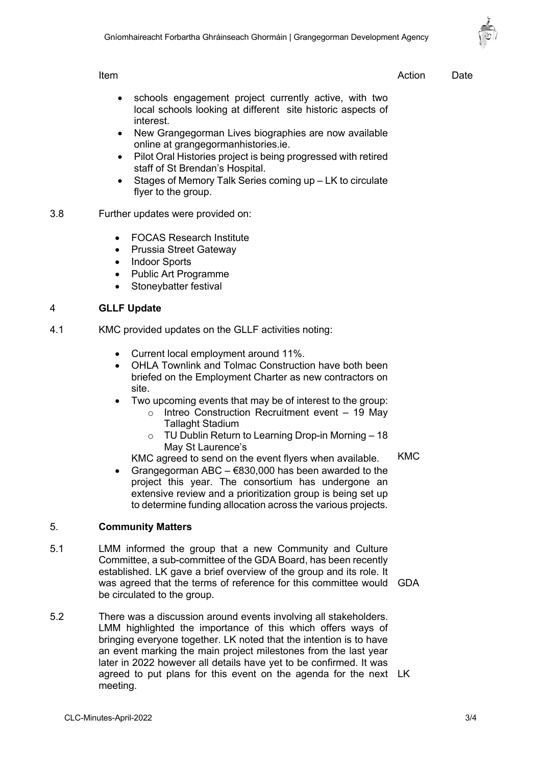| Item | | Action | Date |
|---|---|---|---|
| | • schools engagement project currently active, with two local schools looking at different site historic aspects of interest.<br>• New Grangegorman Lives biographies are now available online at grangegormanhistories.ie.<br>• Pilot Oral Histories project is being progressed with retired staff of St Brendan's Hospital.<br>• Stages of Memory Talk Series coming up – LK to circulate flyer to the group. | | |
| 3.8 | Further updates were provided on:<br>• FOCAS Research Institute<br>• Prussia Street Gateway<br>• Indoor Sports<br>• Public Art Programme<br>• Stoneybatter festival | | |
| 4 | **GLLF Update** | | |
| 4.1 | KMC provided updates on the GLLF activities noting:<br>• Current local employment around 11%.<br>• OHLA Townlink and Tolmac Construction have both been briefed on the Employment Charter as new contractors on site.<br>• Two upcoming events that may be of interest to the group:<br>  ○ Intreo Construction Recruitment event – 19 May Tallaght Stadium<br>  ○ TU Dublin Return to Learning Drop-in Morning – 18 May St Laurence's<br>KMC agreed to send on the event flyers when available. | KMC | |
| | • Grangegorman ABC – €830,000 has been awarded to the project this year. The consortium has undergone an extensive review and a prioritization group is being set up to determine funding allocation across the various projects. | | |
| 5. | **Community Matters** | | |
| 5.1 | LMM informed the group that a new Community and Culture Committee, a sub-committee of the GDA Board, has been recently established. LK gave a brief overview of the group and its role. It was agreed that the terms of reference for this committee would be circulated to the group. | GDA | |
| 5.2 | There was a discussion around events involving all stakeholders. LMM highlighted the importance of this which offers ways of bringing everyone together. LK noted that the intention is to have an event marking the main project milestones from the last year later in 2022 however all details have yet to be confirmed. It was agreed to put plans for this event on the agenda for the next meeting. | LK | |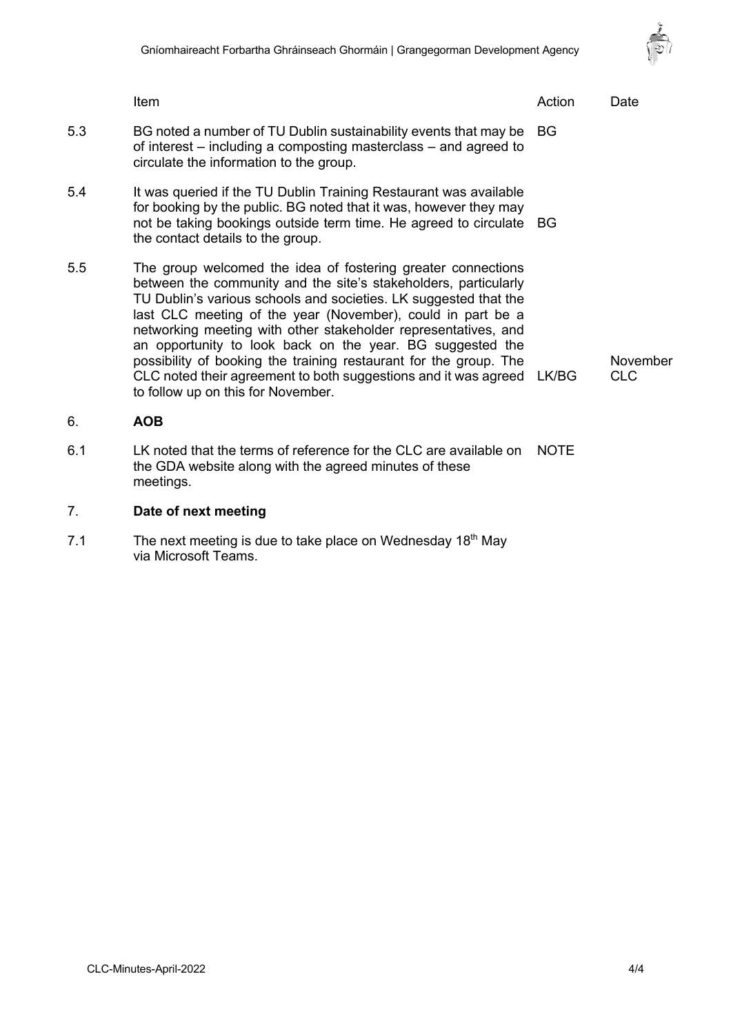| | Item | Action | Date |
|---|---|---|---|
| 5.3 | BG noted a number of TU Dublin sustainability events that may be of interest – including a composting masterclass – and agreed to circulate the information to the group. | BG | |
| 5.4 | It was queried if the TU Dublin Training Restaurant was available for booking by the public. BG noted that it was, however they may not be taking bookings outside term time. He agreed to circulate the contact details to the group. | BG | |
| 5.5 | The group welcomed the idea of fostering greater connections between the community and the site's stakeholders, particularly TU Dublin's various schools and societies. LK suggested that the last CLC meeting of the year (November), could in part be a networking meeting with other stakeholder representatives, and an opportunity to look back on the year. BG suggested the possibility of booking the training restaurant for the group. The CLC noted their agreement to both suggestions and it was agreed to follow up on this for November. | LK/BG | November CLC |
| 6. | **AOB** | | |
| 6.1 | LK noted that the terms of reference for the CLC are available on the GDA website along with the agreed minutes of these meetings. | NOTE | |
| 7. | **Date of next meeting** | | |
| 7.1 | The next meeting is due to take place on Wednesday 18th May via Microsoft Teams. | | |